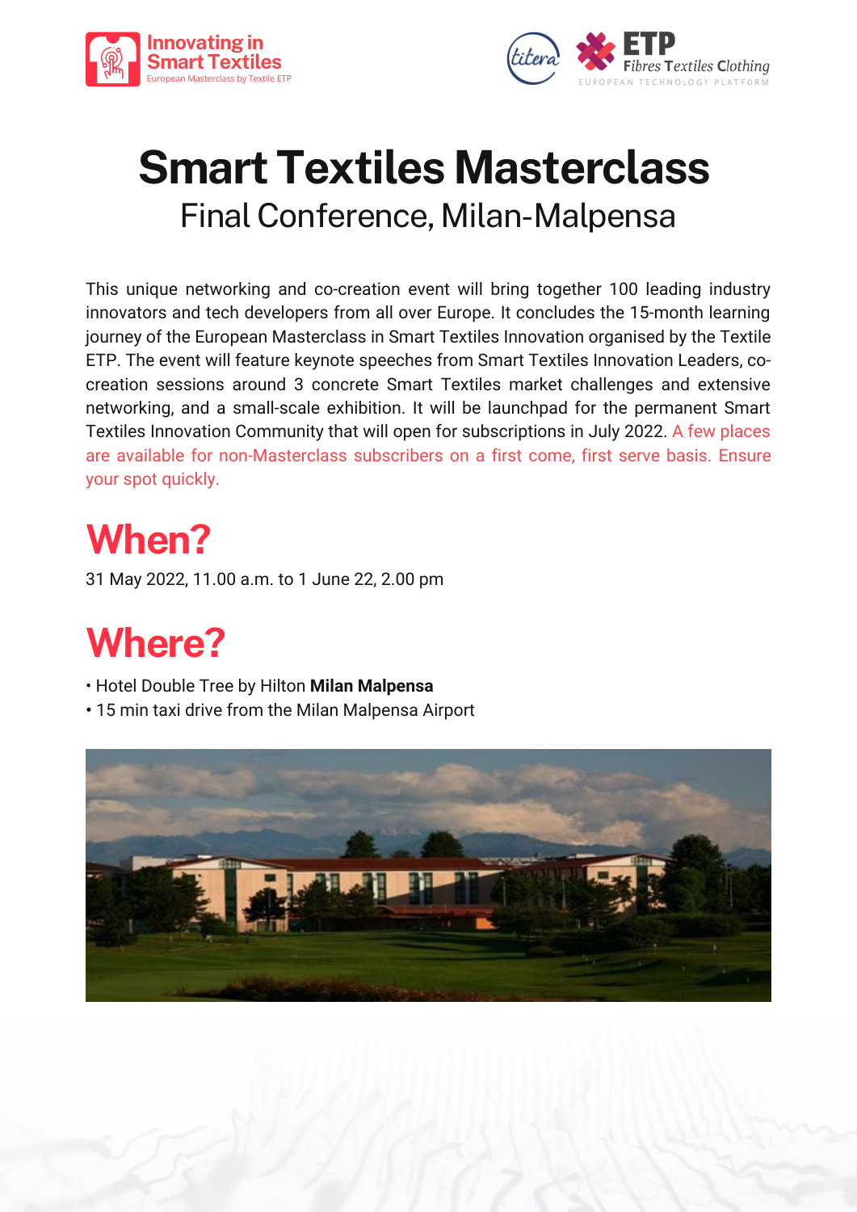# Smart Textiles Masterclass

## Final Conference, Milan-Malpensa

This unique networking and co-creation event will bring together 100 leading industry innovators and tech developers from all over Europe. It concludes the 15-month learning journey of the European Masterclass in Smart Textiles Innovation organised by the Textile ETP. The event will feature keynote speeches from Smart Textiles Innovation Leaders, co-creation sessions around 3 concrete Smart Textiles market challenges and extensive networking, and a small-scale exhibition. It will be launchpad for the permanent Smart Textiles Innovation Community that will open for subscriptions in July 2022. A few places are available for non-Masterclass subscribers on a first come, first serve basis. Ensure your spot quickly.

# When?

31 May 2022, 11.00 a.m. to 1 June 22, 2.00 pm

# Where?

- Hotel Double Tree by Hilton **Milan Malpensa**
- 15 min taxi drive from the Milan Malpensa Airport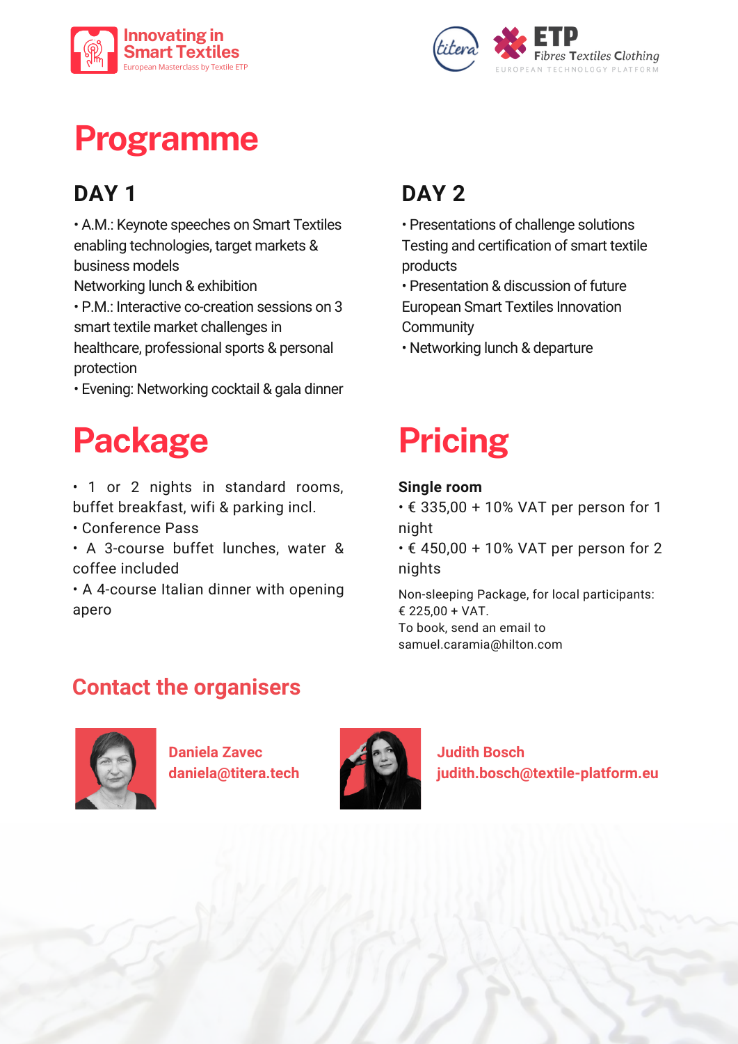Innovating in Smart Textiles
European Masterclass by Textile ETP

titera

ETP Fibres Textiles Clothing
EUROPEAN TECHNOLOGY PLATFORM

# Programme

## DAY 1

- A.M.: Keynote speeches on Smart Textiles enabling technologies, target markets & business models
Networking lunch & exhibition
- P.M.: Interactive co-creation sessions on 3 smart textile market challenges in healthcare, professional sports & personal protection
- Evening: Networking cocktail & gala dinner

## DAY 2

- Presentations of challenge solutions
Testing and certification of smart textile products
- Presentation & discussion of future European Smart Textiles Innovation Community
- Networking lunch & departure

# Package

- 1 or 2 nights in standard rooms, buffet breakfast, wifi & parking incl.
- Conference Pass
- A 3-course buffet lunches, water & coffee included
- A 4-course Italian dinner with opening apero

# Pricing

**Single room**

- € 335,00 + 10% VAT per person for 1 night
- € 450,00 + 10% VAT per person for 2 nights

Non-sleeping Package, for local participants:
€ 225,00 + VAT.
To book, send an email to
samuel.caramia@hilton.com

## Contact the organisers

**Daniela Zavec**
**daniela@titera.tech**

**Judith Bosch**
**judith.bosch@textile-platform.eu**